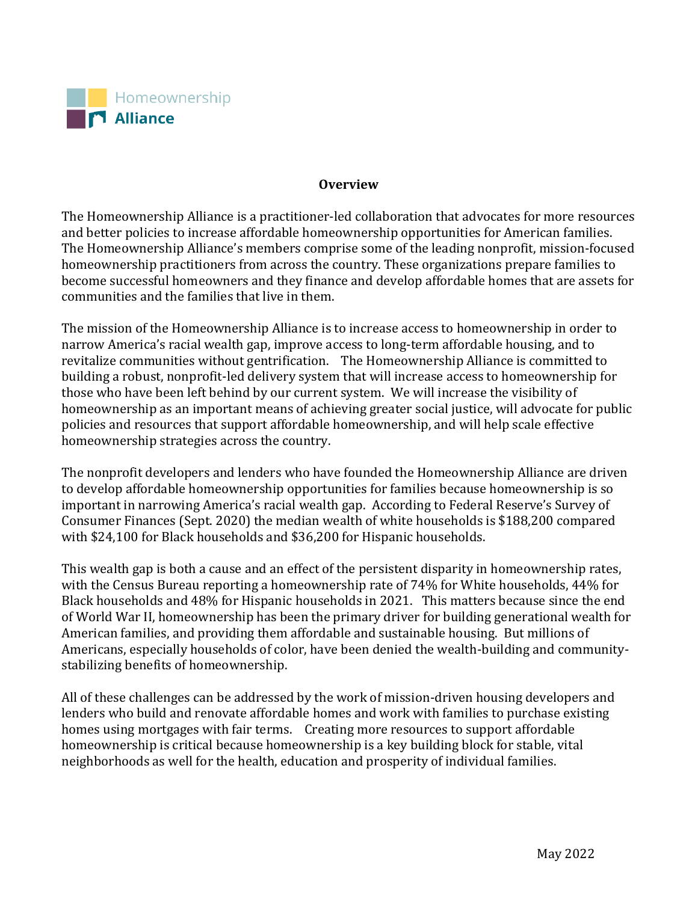Homeownership **Alliance**

## Overview

The Homeownership Alliance is a practitioner-led collaboration that advocates for more resources and better policies to increase affordable homeownership opportunities for American families. The Homeownership Alliance's members comprise some of the leading nonprofit, mission-focused homeownership practitioners from across the country. These organizations prepare families to become successful homeowners and they finance and develop affordable homes that are assets for communities and the families that live in them.

The mission of the Homeownership Alliance is to increase access to homeownership in order to narrow America's racial wealth gap, improve access to long-term affordable housing, and to revitalize communities without gentrification. The Homeownership Alliance is committed to building a robust, nonprofit-led delivery system that will increase access to homeownership for those who have been left behind by our current system. We will increase the visibility of homeownership as an important means of achieving greater social justice, will advocate for public policies and resources that support affordable homeownership, and will help scale effective homeownership strategies across the country.

The nonprofit developers and lenders who have founded the Homeownership Alliance are driven to develop affordable homeownership opportunities for families because homeownership is so important in narrowing America's racial wealth gap. According to Federal Reserve's Survey of Consumer Finances (Sept. 2020) the median wealth of white households is $188,200 compared with $24,100 for Black households and $36,200 for Hispanic households.

This wealth gap is both a cause and an effect of the persistent disparity in homeownership rates, with the Census Bureau reporting a homeownership rate of 74% for White households, 44% for Black households and 48% for Hispanic households in 2021. This matters because since the end of World War II, homeownership has been the primary driver for building generational wealth for American families, and providing them affordable and sustainable housing. But millions of Americans, especially households of color, have been denied the wealth-building and community-stabilizing benefits of homeownership.

All of these challenges can be addressed by the work of mission-driven housing developers and lenders who build and renovate affordable homes and work with families to purchase existing homes using mortgages with fair terms. Creating more resources to support affordable homeownership is critical because homeownership is a key building block for stable, vital neighborhoods as well for the health, education and prosperity of individual families.

May 2022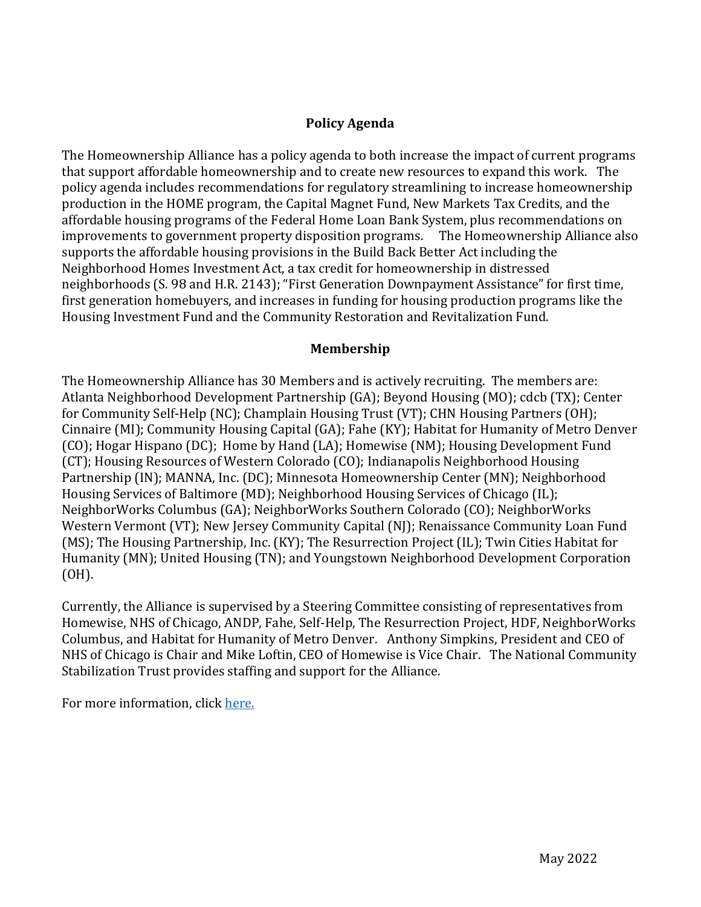## Policy Agenda

The Homeownership Alliance has a policy agenda to both increase the impact of current programs that support affordable homeownership and to create new resources to expand this work. The policy agenda includes recommendations for regulatory streamlining to increase homeownership production in the HOME program, the Capital Magnet Fund, New Markets Tax Credits, and the affordable housing programs of the Federal Home Loan Bank System, plus recommendations on improvements to government property disposition programs. The Homeownership Alliance also supports the affordable housing provisions in the Build Back Better Act including the Neighborhood Homes Investment Act, a tax credit for homeownership in distressed neighborhoods (S. 98 and H.R. 2143); "First Generation Downpayment Assistance" for first time, first generation homebuyers, and increases in funding for housing production programs like the Housing Investment Fund and the Community Restoration and Revitalization Fund.

## Membership

The Homeownership Alliance has 30 Members and is actively recruiting. The members are: Atlanta Neighborhood Development Partnership (GA); Beyond Housing (MO); cdcb (TX); Center for Community Self-Help (NC); Champlain Housing Trust (VT); CHN Housing Partners (OH); Cinnaire (MI); Community Housing Capital (GA); Fahe (KY); Habitat for Humanity of Metro Denver (CO); Hogar Hispano (DC); Home by Hand (LA); Homewise (NM); Housing Development Fund (CT); Housing Resources of Western Colorado (CO); Indianapolis Neighborhood Housing Partnership (IN); MANNA, Inc. (DC); Minnesota Homeownership Center (MN); Neighborhood Housing Services of Baltimore (MD); Neighborhood Housing Services of Chicago (IL); NeighborWorks Columbus (GA); NeighborWorks Southern Colorado (CO); NeighborWorks Western Vermont (VT); New Jersey Community Capital (NJ); Renaissance Community Loan Fund (MS); The Housing Partnership, Inc. (KY); The Resurrection Project (IL); Twin Cities Habitat for Humanity (MN); United Housing (TN); and Youngstown Neighborhood Development Corporation (OH).

Currently, the Alliance is supervised by a Steering Committee consisting of representatives from Homewise, NHS of Chicago, ANDP, Fahe, Self-Help, The Resurrection Project, HDF, NeighborWorks Columbus, and Habitat for Humanity of Metro Denver. Anthony Simpkins, President and CEO of NHS of Chicago is Chair and Mike Loftin, CEO of Homewise is Vice Chair. The National Community Stabilization Trust provides staffing and support for the Alliance.

For more information, click here.

May 2022